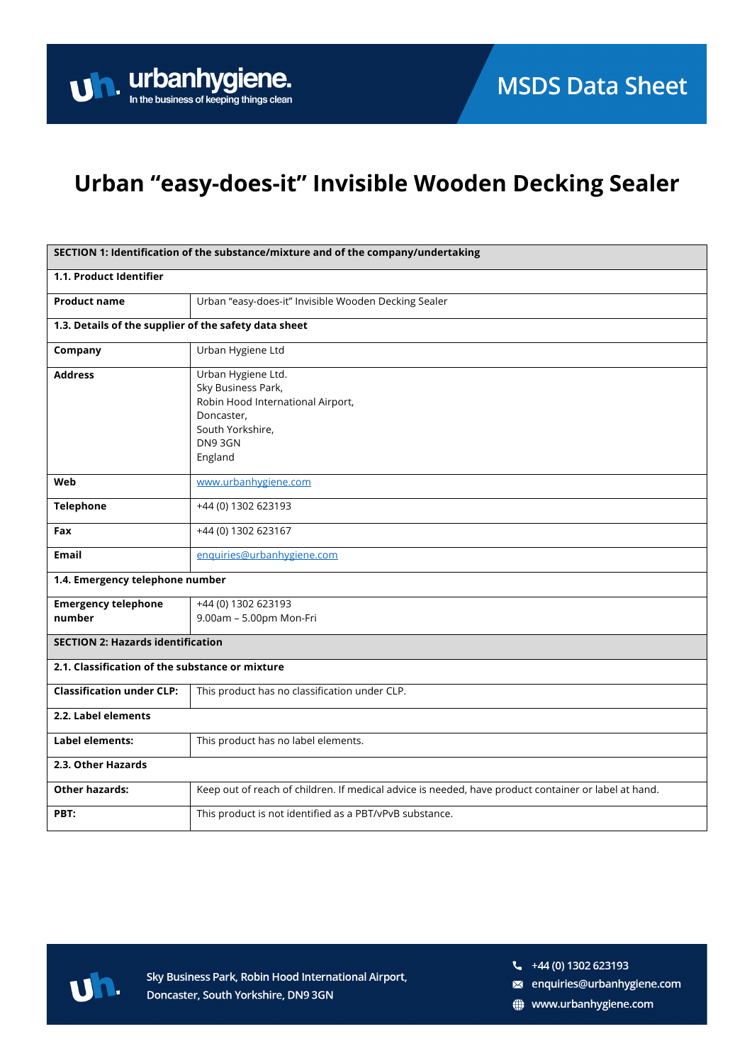# Urban "easy-does-it" Invisible Wooden Decking Sealer

| SECTION 1: Identification of the substance/mixture and of the company/undertaking | |
|---|---|
| **1.1. Product Identifier** | |
| **Product name** | Urban "easy-does-it" Invisible Wooden Decking Sealer |
| **1.3. Details of the supplier of the safety data sheet** | |
| **Company** | Urban Hygiene Ltd |
| **Address** | Urban Hygiene Ltd.<br>Sky Business Park,<br>Robin Hood International Airport,<br>Doncaster,<br>South Yorkshire,<br>DN9 3GN<br>England |
| **Web** | www.urbanhygiene.com |
| **Telephone** | +44 (0) 1302 623193 |
| **Fax** | +44 (0) 1302 623167 |
| **Email** | enquiries@urbanhygiene.com |
| **1.4. Emergency telephone number** | |
| **Emergency telephone number** | +44 (0) 1302 623193<br>9.00am – 5.00pm Mon-Fri |

| SECTION 2: Hazards identification | |
|---|---|
| **2.1. Classification of the substance or mixture** | |
| **Classification under CLP:** | This product has no classification under CLP. |
| **2.2. Label elements** | |
| **Label elements:** | This product has no label elements. |
| **2.3. Other Hazards** | |
| **Other hazards:** | Keep out of reach of children. If medical advice is needed, have product container or label at hand. |
| **PBT:** | This product is not identified as a PBT/vPvB substance. |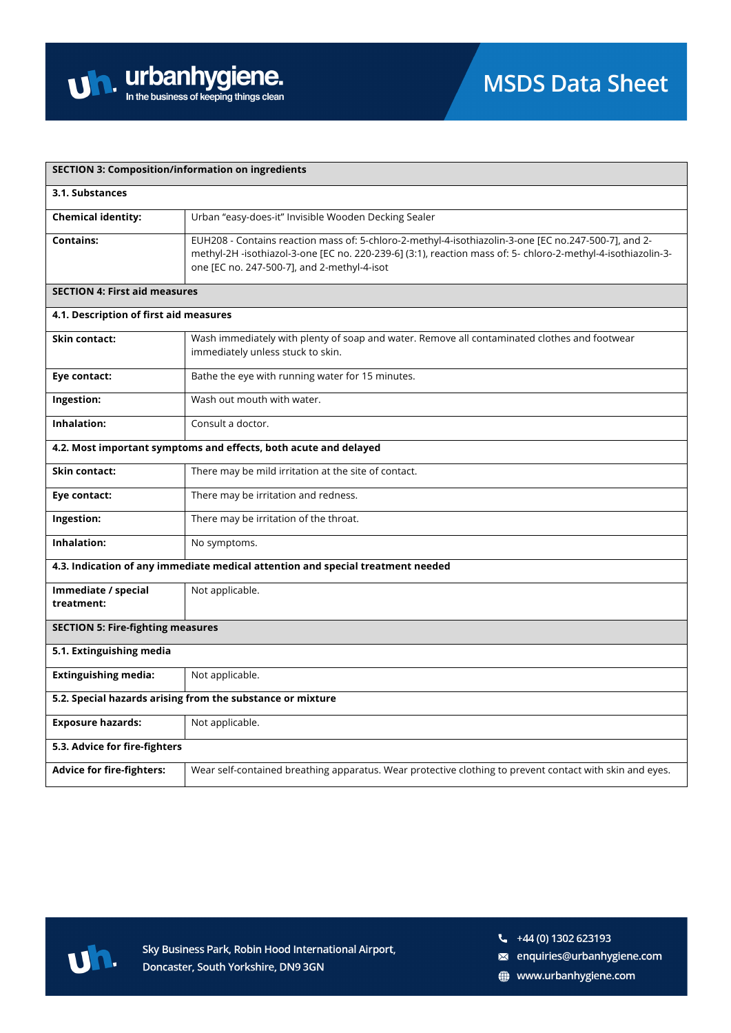| SECTION 3: Composition/information on ingredients | |
|---|---|
| **3.1. Substances** | |
| **Chemical identity:** | Urban "easy-does-it" Invisible Wooden Decking Sealer |
| **Contains:** | EUH208 - Contains reaction mass of: 5-chloro-2-methyl-4-isothiazolin-3-one [EC no.247-500-7], and 2-methyl-2H -isothiazol-3-one [EC no. 220-239-6] (3:1), reaction mass of: 5- chloro-2-methyl-4-isothiazolin-3-one [EC no. 247-500-7], and 2-methyl-4-isot |

| SECTION 4: First aid measures | |
|---|---|
| **4.1. Description of first aid measures** | |
| **Skin contact:** | Wash immediately with plenty of soap and water. Remove all contaminated clothes and footwear immediately unless stuck to skin. |
| **Eye contact:** | Bathe the eye with running water for 15 minutes. |
| **Ingestion:** | Wash out mouth with water. |
| **Inhalation:** | Consult a doctor. |
| **4.2. Most important symptoms and effects, both acute and delayed** | |
| **Skin contact:** | There may be mild irritation at the site of contact. |
| **Eye contact:** | There may be irritation and redness. |
| **Ingestion:** | There may be irritation of the throat. |
| **Inhalation:** | No symptoms. |
| **4.3. Indication of any immediate medical attention and special treatment needed** | |
| **Immediate / special treatment:** | Not applicable. |

| SECTION 5: Fire-fighting measures | |
|---|---|
| **5.1. Extinguishing media** | |
| **Extinguishing media:** | Not applicable. |
| **5.2. Special hazards arising from the substance or mixture** | |
| **Exposure hazards:** | Not applicable. |
| **5.3. Advice for fire-fighters** | |
| **Advice for fire-fighters:** | Wear self-contained breathing apparatus. Wear protective clothing to prevent contact with skin and eyes. |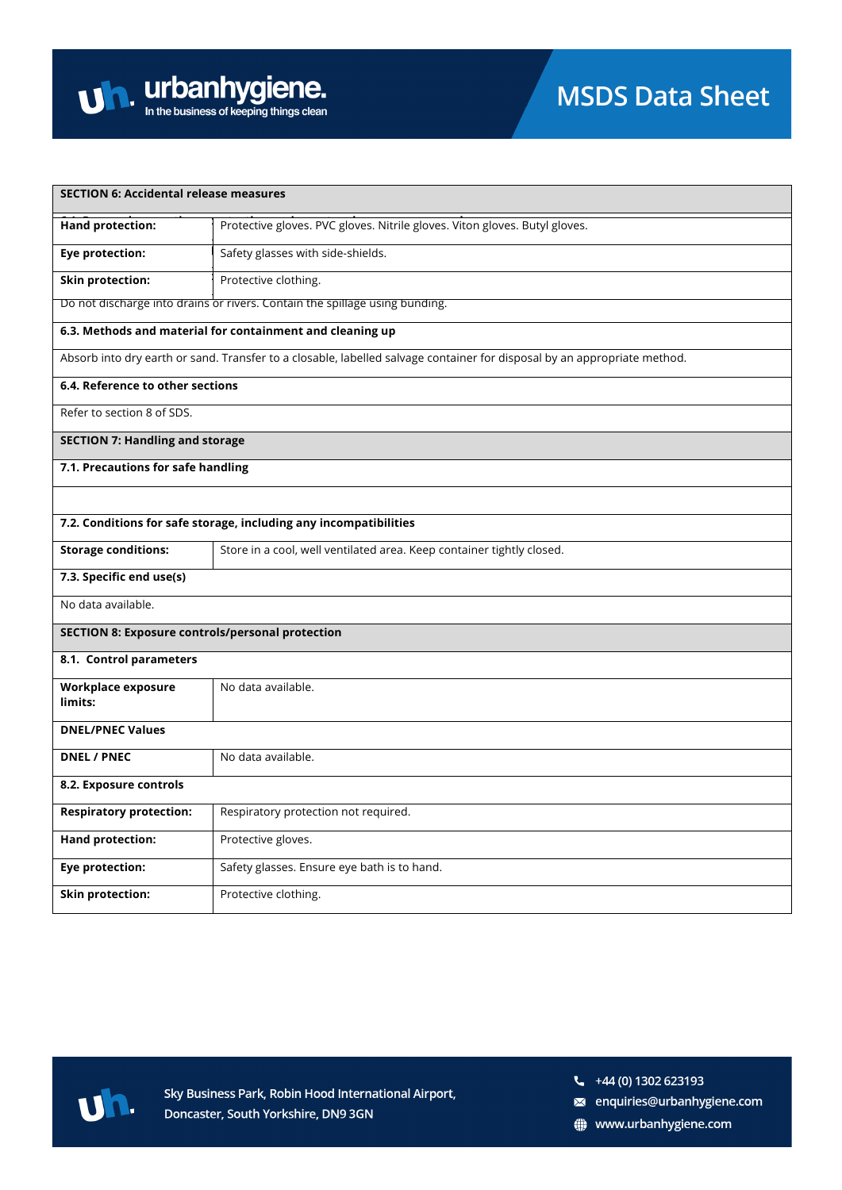## SECTION 6: Accidental release measures

| | |
|---|---|
| **Hand protection:** | Protective gloves. PVC gloves. Nitrile gloves. Viton gloves. Butyl gloves. |
| **Eye protection:** | Safety glasses with side-shields. |
| **Skin protection:** | Protective clothing. |

Do not discharge into drains or rivers. Contain the spillage using bunding.

### 6.3. Methods and material for containment and cleaning up

Absorb into dry earth or sand. Transfer to a closable, labelled salvage container for disposal by an appropriate method.

### 6.4. Reference to other sections

Refer to section 8 of SDS.

## SECTION 7: Handling and storage

### 7.1. Precautions for safe handling

### 7.2. Conditions for safe storage, including any incompatibilities

| | |
|---|---|
| **Storage conditions:** | Store in a cool, well ventilated area. Keep container tightly closed. |

### 7.3. Specific end use(s)

No data available.

## SECTION 8: Exposure controls/personal protection

### 8.1. Control parameters

| | |
|---|---|
| **Workplace exposure limits:** | No data available. |

**DNEL/PNEC Values**

| | |
|---|---|
| **DNEL / PNEC** | No data available. |

### 8.2. Exposure controls

| | |
|---|---|
| **Respiratory protection:** | Respiratory protection not required. |
| **Hand protection:** | Protective gloves. |
| **Eye protection:** | Safety glasses. Ensure eye bath is to hand. |
| **Skin protection:** | Protective clothing. |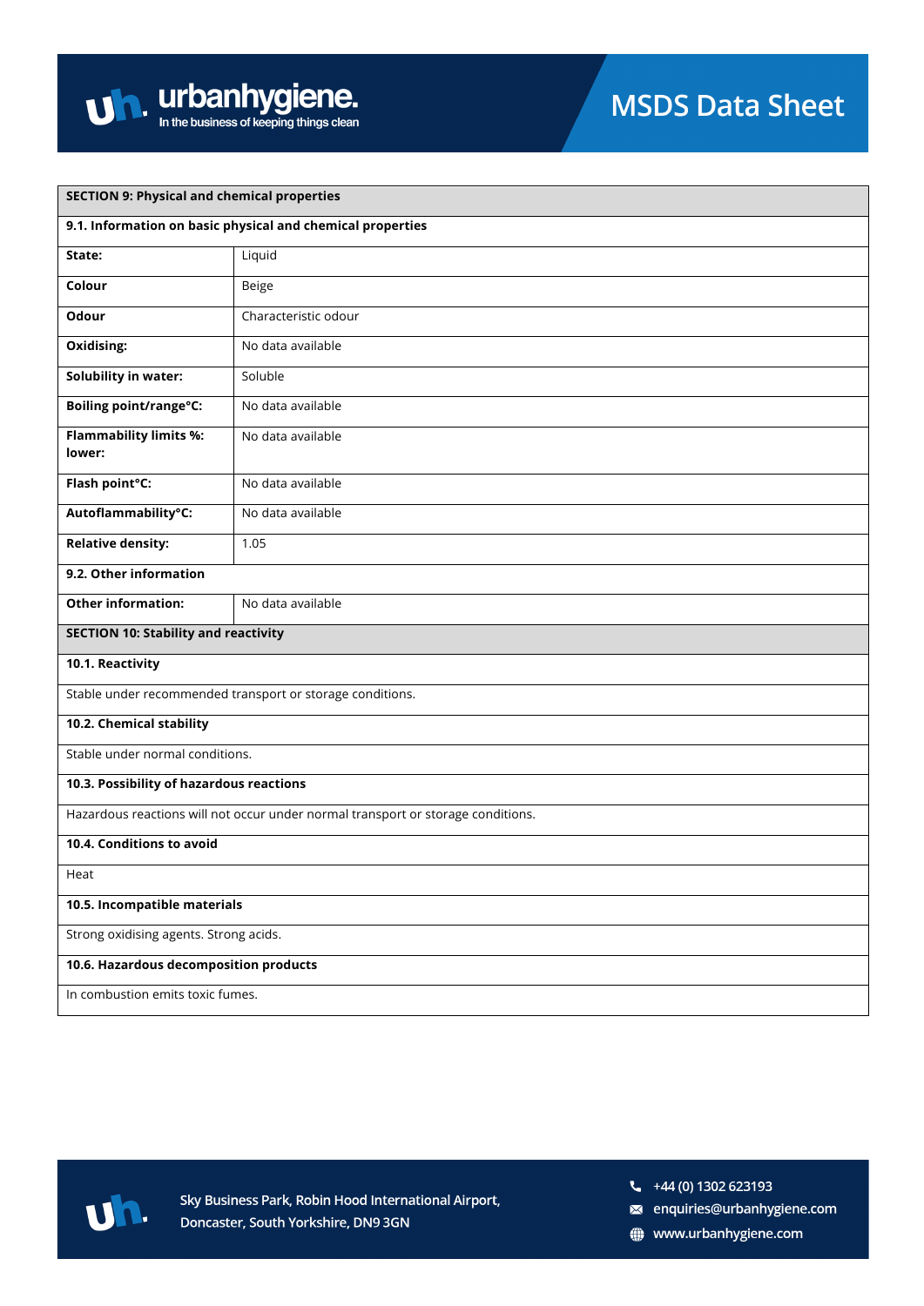## SECTION 9: Physical and chemical properties

### 9.1. Information on basic physical and chemical properties

| Property | Value |
|---|---|
| **State:** | Liquid |
| **Colour** | Beige |
| **Odour** | Characteristic odour |
| **Oxidising:** | No data available |
| **Solubility in water:** | Soluble |
| **Boiling point/range°C:** | No data available |
| **Flammability limits %: lower:** | No data available |
| **Flash point°C:** | No data available |
| **Autoflammability°C:** | No data available |
| **Relative density:** | 1.05 |

### 9.2. Other information

| Property | Value |
|---|---|
| **Other information:** | No data available |

## SECTION 10: Stability and reactivity

### 10.1. Reactivity

Stable under recommended transport or storage conditions.

### 10.2. Chemical stability

Stable under normal conditions.

### 10.3. Possibility of hazardous reactions

Hazardous reactions will not occur under normal transport or storage conditions.

### 10.4. Conditions to avoid

Heat

### 10.5. Incompatible materials

Strong oxidising agents. Strong acids.

### 10.6. Hazardous decomposition products

In combustion emits toxic fumes.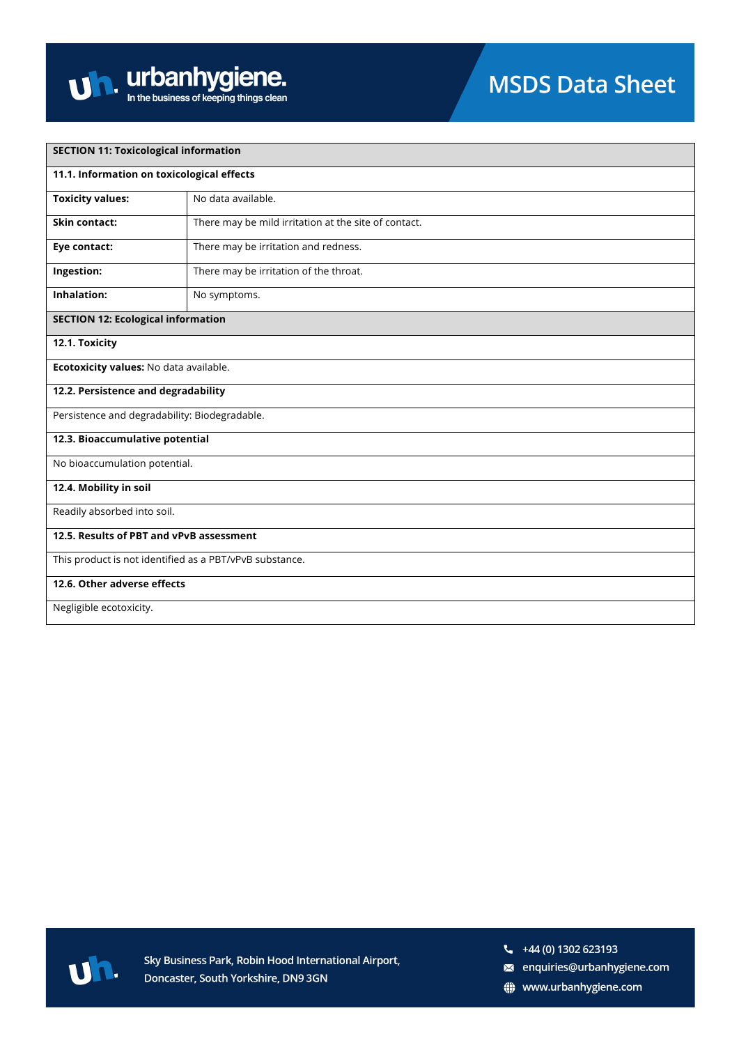## SECTION 11: Toxicological information

### 11.1. Information on toxicological effects

| | |
|---|---|
| **Toxicity values:** | No data available. |
| **Skin contact:** | There may be mild irritation at the site of contact. |
| **Eye contact:** | There may be irritation and redness. |
| **Ingestion:** | There may be irritation of the throat. |
| **Inhalation:** | No symptoms. |

## SECTION 12: Ecological information

### 12.1. Toxicity

**Ecotoxicity values:** No data available.

### 12.2. Persistence and degradability

Persistence and degradability: Biodegradable.

### 12.3. Bioaccumulative potential

No bioaccumulation potential.

### 12.4. Mobility in soil

Readily absorbed into soil.

### 12.5. Results of PBT and vPvB assessment

This product is not identified as a PBT/vPvB substance.

### 12.6. Other adverse effects

Negligible ecotoxicity.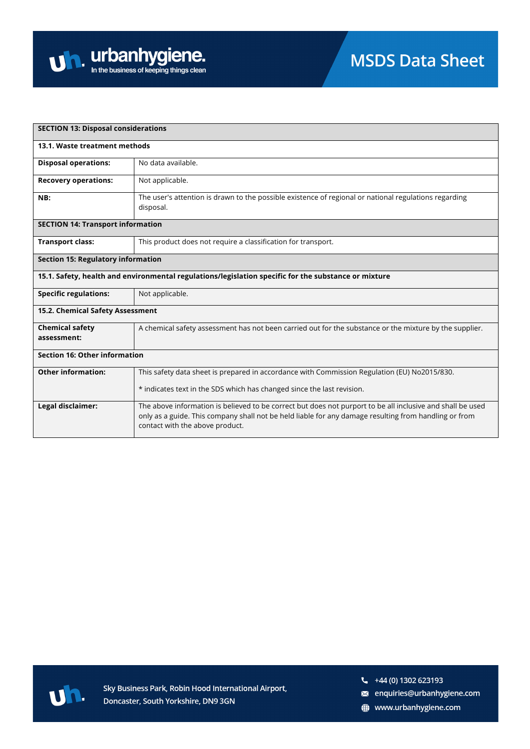| | |
|---|---|
| **SECTION 13: Disposal considerations** | |
| **13.1. Waste treatment methods** | |
| **Disposal operations:** | No data available. |
| **Recovery operations:** | Not applicable. |
| **NB:** | The user's attention is drawn to the possible existence of regional or national regulations regarding disposal. |
| **SECTION 14: Transport information** | |
| **Transport class:** | This product does not require a classification for transport. |
| **Section 15: Regulatory information** | |
| **15.1. Safety, health and environmental regulations/legislation specific for the substance or mixture** | |
| **Specific regulations:** | Not applicable. |
| **15.2. Chemical Safety Assessment** | |
| **Chemical safety assessment:** | A chemical safety assessment has not been carried out for the substance or the mixture by the supplier. |
| **Section 16: Other information** | |
| **Other information:** | This safety data sheet is prepared in accordance with Commission Regulation (EU) No2015/830. <br><br> * indicates text in the SDS which has changed since the last revision. |
| **Legal disclaimer:** | The above information is believed to be correct but does not purport to be all inclusive and shall be used only as a guide. This company shall not be held liable for any damage resulting from handling or from contact with the above product. |